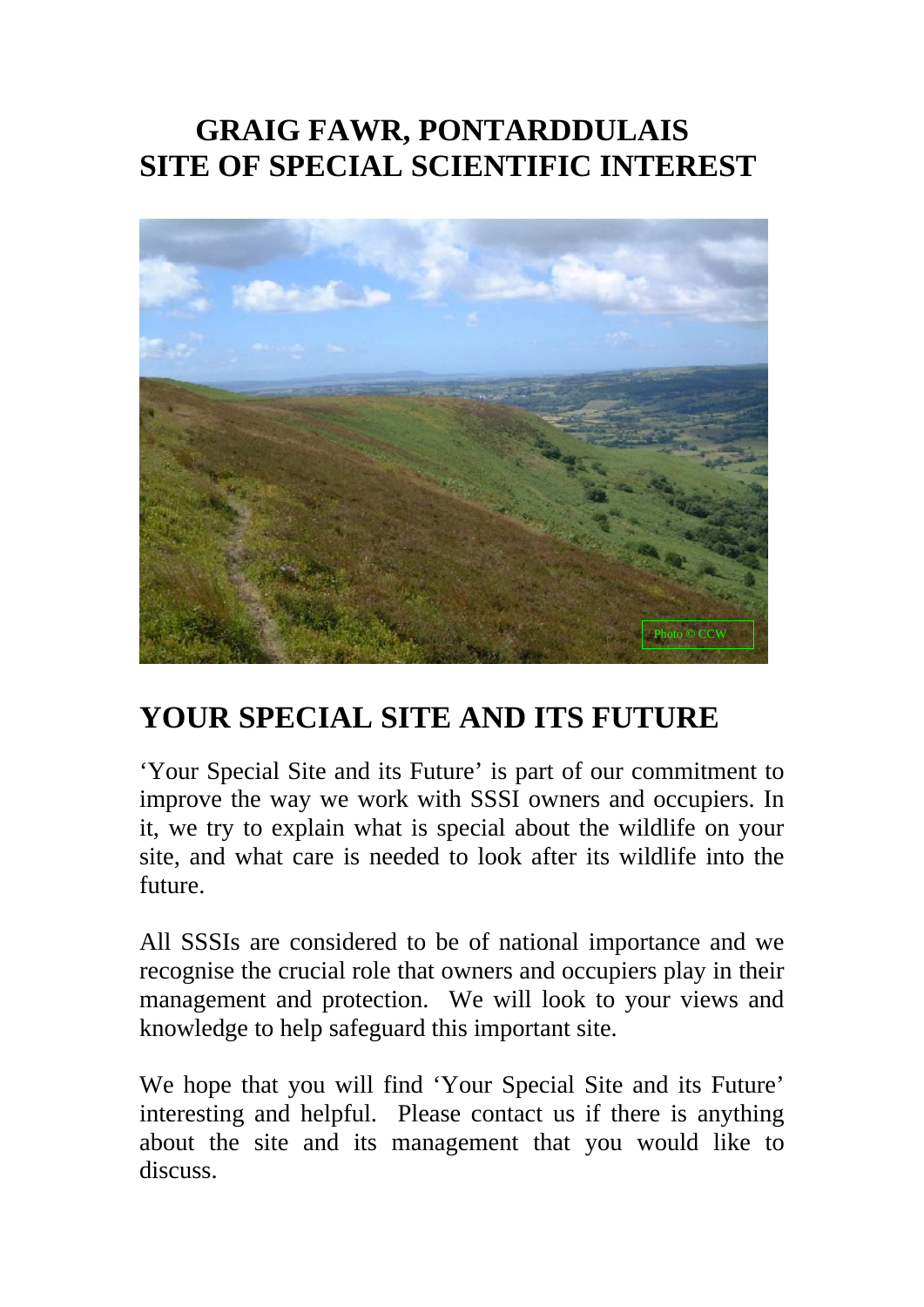# GRAIG FAWR, PONTARDDULAIS
# SITE OF SPECIAL SCIENTIFIC INTEREST

## YOUR SPECIAL SITE AND ITS FUTURE

'Your Special Site and its Future' is part of our commitment to improve the way we work with SSSI owners and occupiers. In it, we try to explain what is special about the wildlife on your site, and what care is needed to look after its wildlife into the future.

All SSSIs are considered to be of national importance and we recognise the crucial role that owners and occupiers play in their management and protection. We will look to your views and knowledge to help safeguard this important site.

We hope that you will find 'Your Special Site and its Future' interesting and helpful. Please contact us if there is anything about the site and its management that you would like to discuss.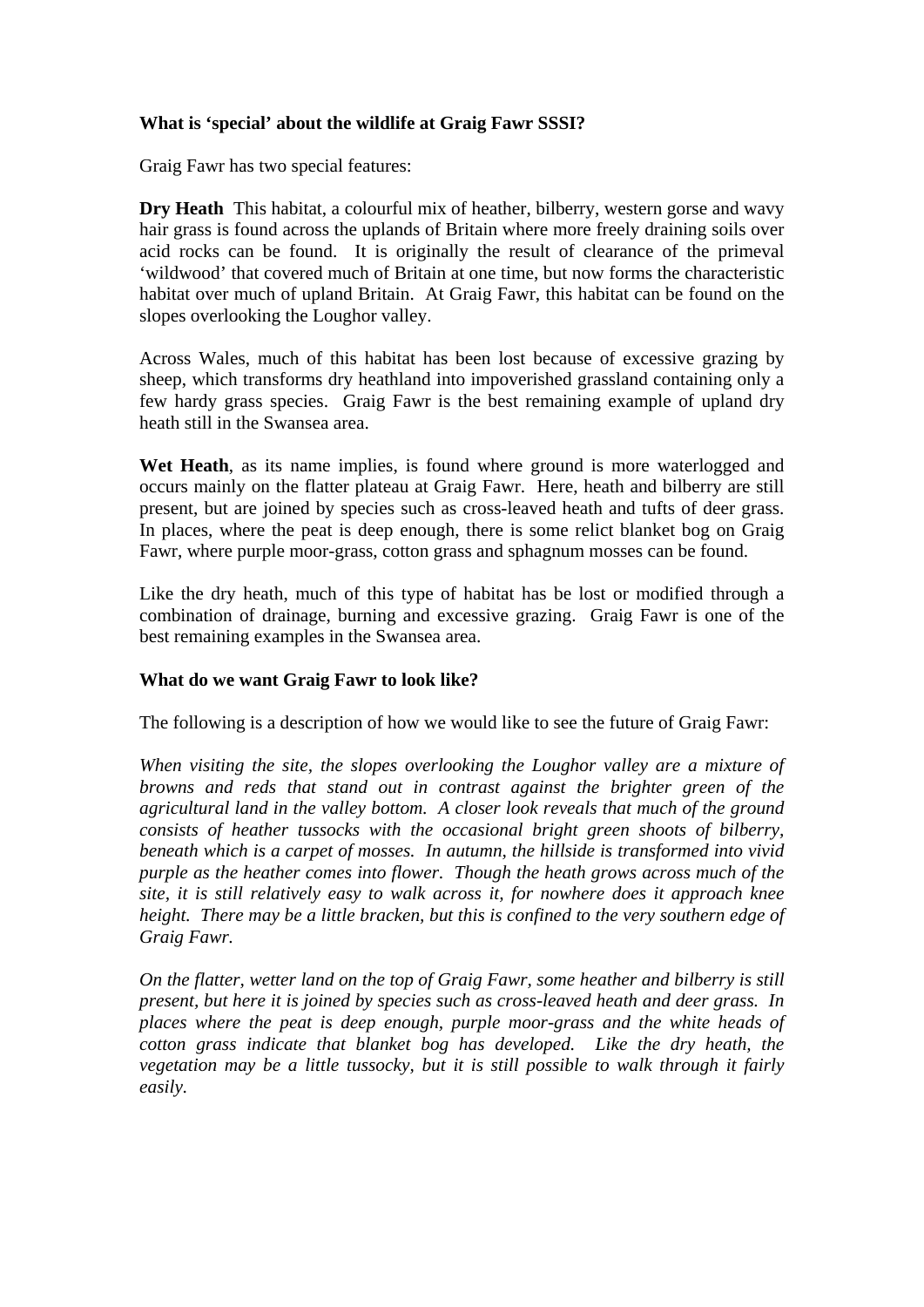**What is 'special' about the wildlife at Graig Fawr SSSI?**

Graig Fawr has two special features:

**Dry Heath** This habitat, a colourful mix of heather, bilberry, western gorse and wavy hair grass is found across the uplands of Britain where more freely draining soils over acid rocks can be found. It is originally the result of clearance of the primeval 'wildwood' that covered much of Britain at one time, but now forms the characteristic habitat over much of upland Britain. At Graig Fawr, this habitat can be found on the slopes overlooking the Loughor valley.

Across Wales, much of this habitat has been lost because of excessive grazing by sheep, which transforms dry heathland into impoverished grassland containing only a few hardy grass species. Graig Fawr is the best remaining example of upland dry heath still in the Swansea area.

**Wet Heath**, as its name implies, is found where ground is more waterlogged and occurs mainly on the flatter plateau at Graig Fawr. Here, heath and bilberry are still present, but are joined by species such as cross-leaved heath and tufts of deer grass. In places, where the peat is deep enough, there is some relict blanket bog on Graig Fawr, where purple moor-grass, cotton grass and sphagnum mosses can be found.

Like the dry heath, much of this type of habitat has be lost or modified through a combination of drainage, burning and excessive grazing. Graig Fawr is one of the best remaining examples in the Swansea area.

**What do we want Graig Fawr to look like?**

The following is a description of how we would like to see the future of Graig Fawr:

*When visiting the site, the slopes overlooking the Loughor valley are a mixture of browns and reds that stand out in contrast against the brighter green of the agricultural land in the valley bottom. A closer look reveals that much of the ground consists of heather tussocks with the occasional bright green shoots of bilberry, beneath which is a carpet of mosses. In autumn, the hillside is transformed into vivid purple as the heather comes into flower. Though the heath grows across much of the site, it is still relatively easy to walk across it, for nowhere does it approach knee height. There may be a little bracken, but this is confined to the very southern edge of Graig Fawr.*

*On the flatter, wetter land on the top of Graig Fawr, some heather and bilberry is still present, but here it is joined by species such as cross-leaved heath and deer grass. In places where the peat is deep enough, purple moor-grass and the white heads of cotton grass indicate that blanket bog has developed. Like the dry heath, the vegetation may be a little tussocky, but it is still possible to walk through it fairly easily.*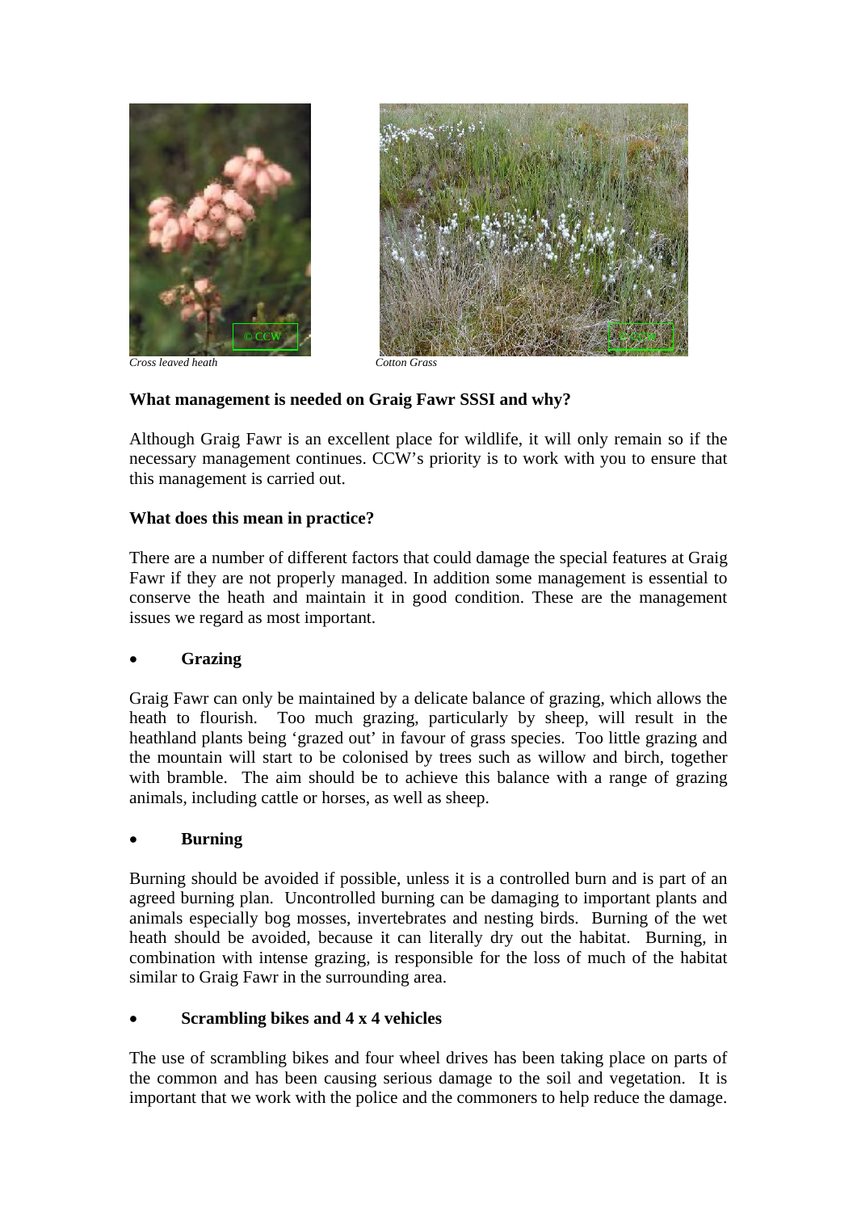*Cross leaved heath*

*Cotton Grass*

**What management is needed on Graig Fawr SSSI and why?**

Although Graig Fawr is an excellent place for wildlife, it will only remain so if the necessary management continues. CCW's priority is to work with you to ensure that this management is carried out.

**What does this mean in practice?**

There are a number of different factors that could damage the special features at Graig Fawr if they are not properly managed. In addition some management is essential to conserve the heath and maintain it in good condition. These are the management issues we regard as most important.

- **Grazing**

Graig Fawr can only be maintained by a delicate balance of grazing, which allows the heath to flourish. Too much grazing, particularly by sheep, will result in the heathland plants being 'grazed out' in favour of grass species. Too little grazing and the mountain will start to be colonised by trees such as willow and birch, together with bramble. The aim should be to achieve this balance with a range of grazing animals, including cattle or horses, as well as sheep.

- **Burning**

Burning should be avoided if possible, unless it is a controlled burn and is part of an agreed burning plan. Uncontrolled burning can be damaging to important plants and animals especially bog mosses, invertebrates and nesting birds. Burning of the wet heath should be avoided, because it can literally dry out the habitat. Burning, in combination with intense grazing, is responsible for the loss of much of the habitat similar to Graig Fawr in the surrounding area.

- **Scrambling bikes and 4 x 4 vehicles**

The use of scrambling bikes and four wheel drives has been taking place on parts of the common and has been causing serious damage to the soil and vegetation. It is important that we work with the police and the commoners to help reduce the damage.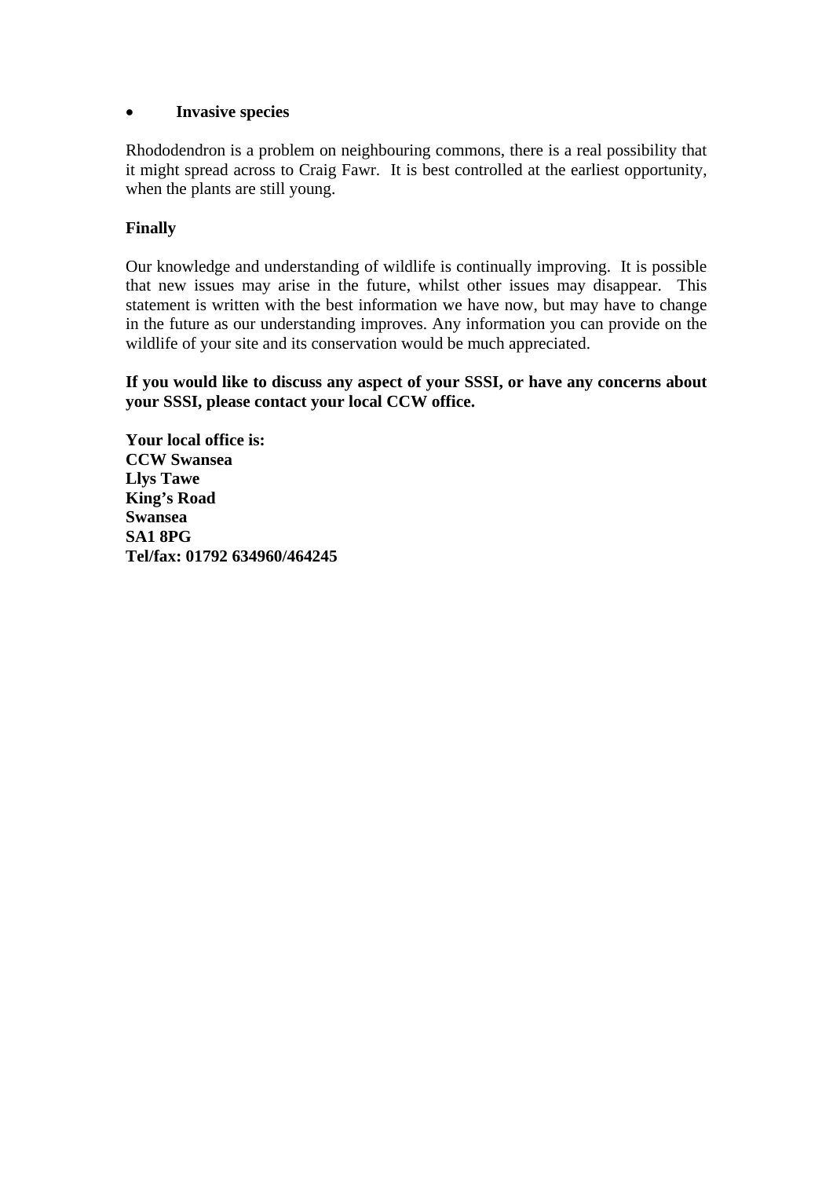- **Invasive species**

Rhododendron is a problem on neighbouring commons, there is a real possibility that it might spread across to Craig Fawr. It is best controlled at the earliest opportunity, when the plants are still young.

**Finally**

Our knowledge and understanding of wildlife is continually improving. It is possible that new issues may arise in the future, whilst other issues may disappear. This statement is written with the best information we have now, but may have to change in the future as our understanding improves. Any information you can provide on the wildlife of your site and its conservation would be much appreciated.

**If you would like to discuss any aspect of your SSSI, or have any concerns about your SSSI, please contact your local CCW office.**

**Your local office is:**
**CCW Swansea**
**Llys Tawe**
**King's Road**
**Swansea**
**SA1 8PG**
**Tel/fax: 01792 634960/464245**